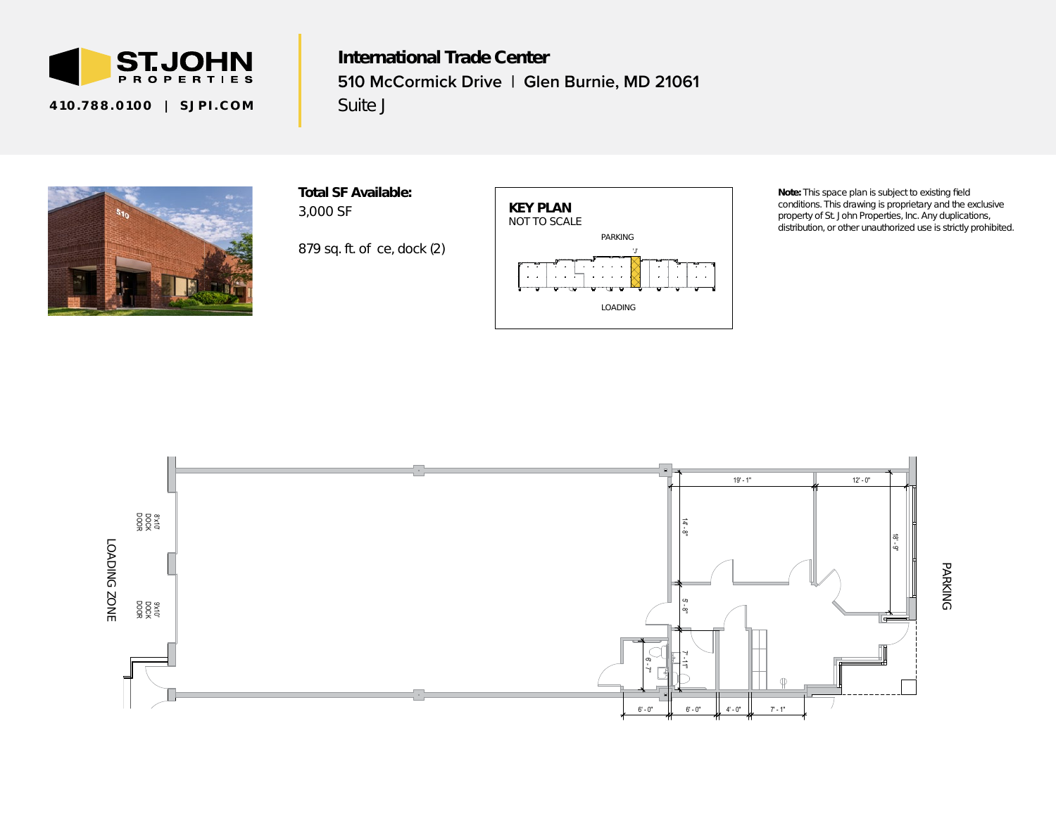ST. JOHN PROPERTIES

410.788.0100 | SJPI.COM

# International Trade Center

## 510 McCormick Drive | Glen Burnie, MD 21061

Suite J

**Total SF Available:**
3,000 SF

879 sq. ft. of ce, dock (2)

**KEY PLAN**
NOT TO SCALE

PARKING

'J'

LOADING

**Note:** This space plan is subject to existing field conditions. This drawing is proprietary and the exclusive property of St. John Properties, Inc. Any duplications, distribution, or other unauthorized use is strictly prohibited.

LOADING ZONE

8'x10' DOCK DOOR

9'x10' DOCK DOOR

19' - 1"

12' - 0"

14' - 8"

18' - 9"

5' - 8"

7' - 11"

6' - 7"

6' - 0"

6' - 0"

4' - 0"

7' - 1"

PARKING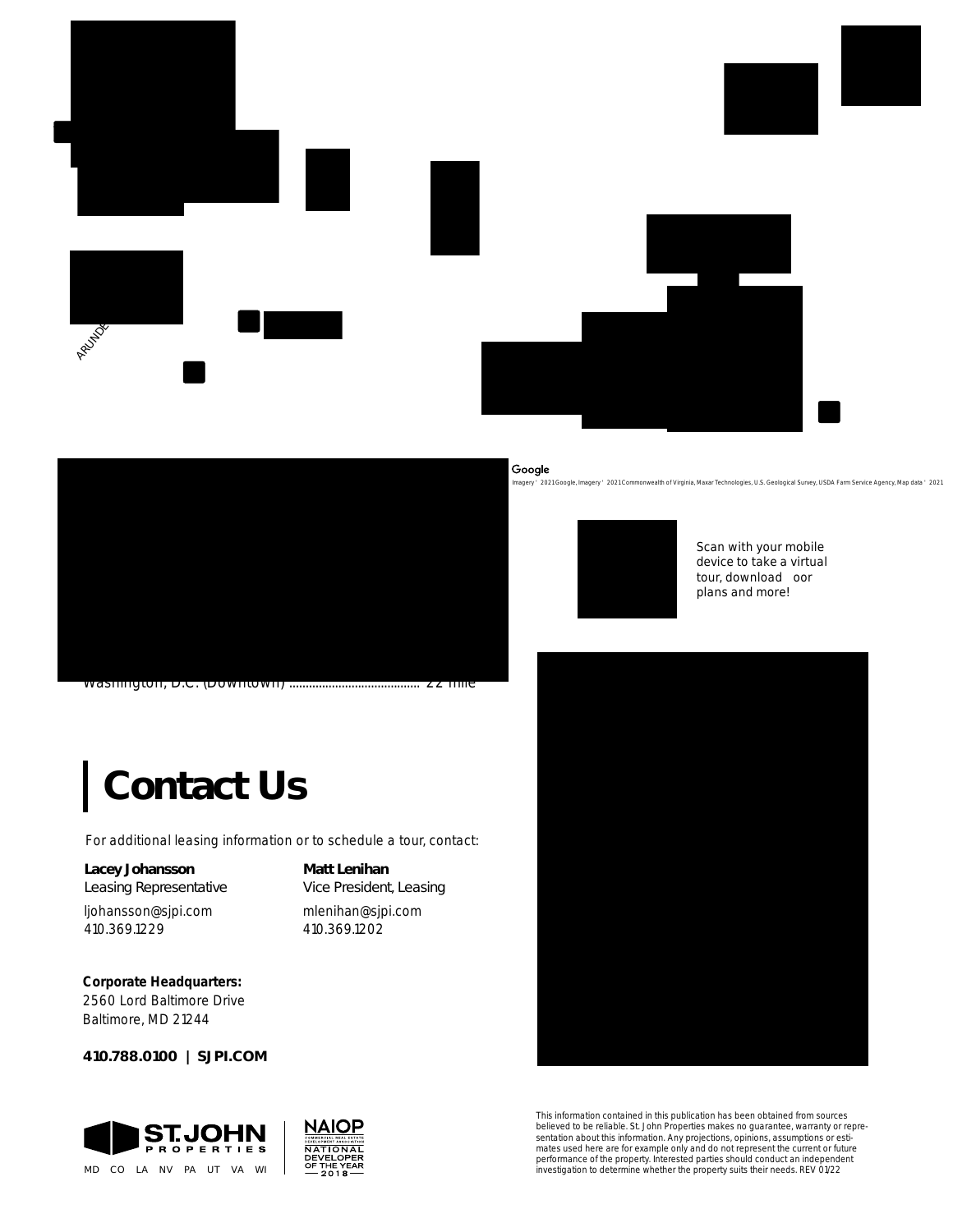ARUNDE

Google

Imagery ' 2021Google, Imagery ' 2021Commonwealth of Virginia, Maxar Technologies, U.S. Geological Survey, USDA Farm Service Agency, Map data ' 2021

Washington, D.C. (Downtown) ....................................... 22 mile

Scan with your mobile device to take a virtual tour, download oor plans and more!

## Contact Us

For additional leasing information or to schedule a tour, contact:

**Lacey Johansson**
Leasing Representative
ljohansson@sjpi.com
410.369.1229

**Matt Lenihan**
Vice President, Leasing
mlenihan@sjpi.com
410.369.1202

**Corporate Headquarters:**
2560 Lord Baltimore Drive
Baltimore, MD 21244

**410.788.0100 | SJPI.COM**

ST. JOHN PROPERTIES
MD CO LA NV PA UT VA WI

NAIOP COMMERCIAL REAL ESTATE DEVELOPMENT ASSOCIATION NATIONAL DEVELOPER OF THE YEAR 2018

This information contained in this publication has been obtained from sources believed to be reliable. St. John Properties makes no guarantee, warranty or representation about this information. Any projections, opinions, assumptions or estimates used here are for example only and do not represent the current or future performance of the property. Interested parties should conduct an independent investigation to determine whether the property suits their needs. REV 01/22